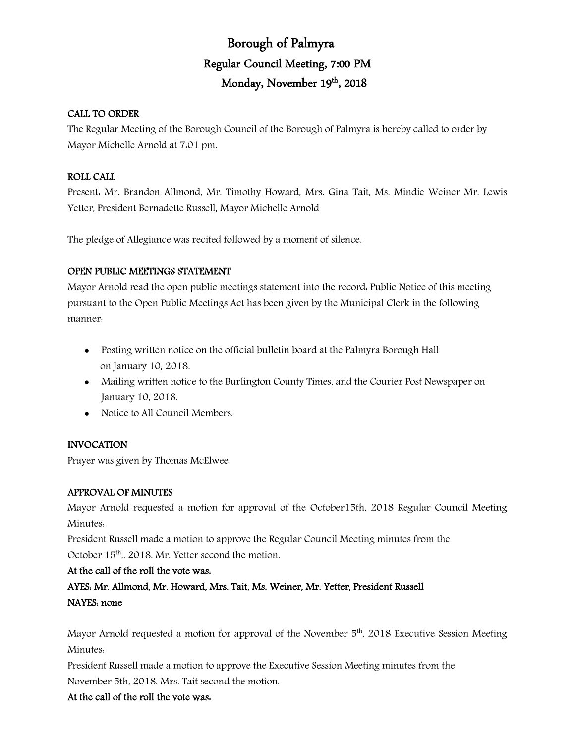# Borough of Palmyra

## Regular Council Meeting, 7:00 PM

## Monday, November 19th, 2018

**CALL TO ORDER**

The Regular Meeting of the Borough Council of the Borough of Palmyra is hereby called to order by Mayor Michelle Arnold at 7:01 pm.

**ROLL CALL**

Present: Mr. Brandon Allmond, Mr. Timothy Howard, Mrs. Gina Tait, Ms. Mindie Weiner Mr. Lewis Yetter, President Bernadette Russell, Mayor Michelle Arnold

The pledge of Allegiance was recited followed by a moment of silence.

**OPEN PUBLIC MEETINGS STATEMENT**

Mayor Arnold read the open public meetings statement into the record: Public Notice of this meeting pursuant to the Open Public Meetings Act has been given by the Municipal Clerk in the following manner:

- Posting written notice on the official bulletin board at the Palmyra Borough Hall on January 10, 2018.
- Mailing written notice to the Burlington County Times, and the Courier Post Newspaper on January 10, 2018.
- Notice to All Council Members.

**INVOCATION**

Prayer was given by Thomas McElwee

**APPROVAL OF MINUTES**

Mayor Arnold requested a motion for approval of the October15th, 2018 Regular Council Meeting Minutes:

President Russell made a motion to approve the Regular Council Meeting minutes from the October 15th,, 2018. Mr. Yetter second the motion.

**At the call of the roll the vote was:**

**AYES: Mr. Allmond, Mr. Howard, Mrs. Tait, Ms. Weiner, Mr. Yetter, President Russell**

**NAYES: none**

Mayor Arnold requested a motion for approval of the November 5th, 2018 Executive Session Meeting Minutes:

President Russell made a motion to approve the Executive Session Meeting minutes from the November 5th, 2018. Mrs. Tait second the motion.

**At the call of the roll the vote was:**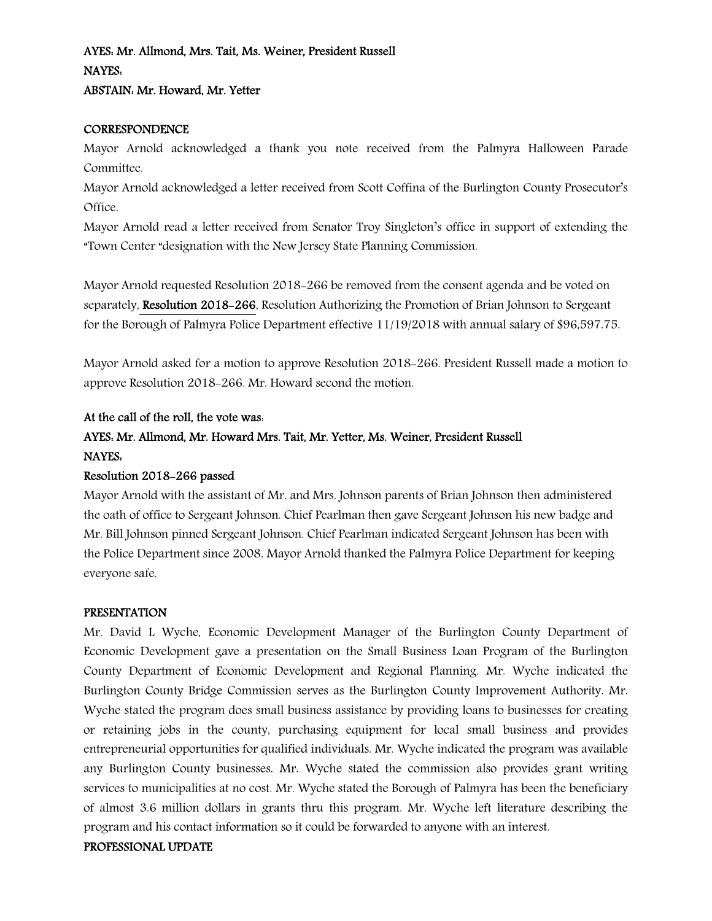**AYES: Mr. Allmond, Mrs. Tait, Ms. Weiner, President Russell**
**NAYES:**
**ABSTAIN: Mr. Howard, Mr. Yetter**

**CORRESPONDENCE**

Mayor Arnold acknowledged a thank you note received from the Palmyra Halloween Parade Committee.

Mayor Arnold acknowledged a letter received from Scott Coffina of the Burlington County Prosecutor's Office.

Mayor Arnold read a letter received from Senator Troy Singleton's office in support of extending the "Town Center "designation with the New Jersey State Planning Commission.

Mayor Arnold requested Resolution 2018-266 be removed from the consent agenda and be voted on separately, **Resolution 2018-266**, Resolution Authorizing the Promotion of Brian Johnson to Sergeant for the Borough of Palmyra Police Department effective 11/19/2018 with annual salary of $96,597.75.

Mayor Arnold asked for a motion to approve Resolution 2018-266. President Russell made a motion to approve Resolution 2018-266. Mr. Howard second the motion.

**At the call of the roll, the vote was:**

**AYES: Mr. Allmond, Mr. Howard Mrs. Tait, Mr. Yetter, Ms. Weiner, President Russell**
**NAYES:**

**Resolution 2018-266 passed**

Mayor Arnold with the assistant of Mr. and Mrs. Johnson parents of Brian Johnson then administered the oath of office to Sergeant Johnson. Chief Pearlman then gave Sergeant Johnson his new badge and Mr. Bill Johnson pinned Sergeant Johnson. Chief Pearlman indicated Sergeant Johnson has been with the Police Department since 2008. Mayor Arnold thanked the Palmyra Police Department for keeping everyone safe.

**PRESENTATION**

Mr. David L Wyche, Economic Development Manager of the Burlington County Department of Economic Development gave a presentation on the Small Business Loan Program of the Burlington County Department of Economic Development and Regional Planning. Mr. Wyche indicated the Burlington County Bridge Commission serves as the Burlington County Improvement Authority. Mr. Wyche stated the program does small business assistance by providing loans to businesses for creating or retaining jobs in the county, purchasing equipment for local small business and provides entrepreneurial opportunities for qualified individuals. Mr. Wyche indicated the program was available any Burlington County businesses. Mr. Wyche stated the commission also provides grant writing services to municipalities at no cost. Mr. Wyche stated the Borough of Palmyra has been the beneficiary of almost 3.6 million dollars in grants thru this program. Mr. Wyche left literature describing the program and his contact information so it could be forwarded to anyone with an interest.

**PROFESSIONAL UPDATE**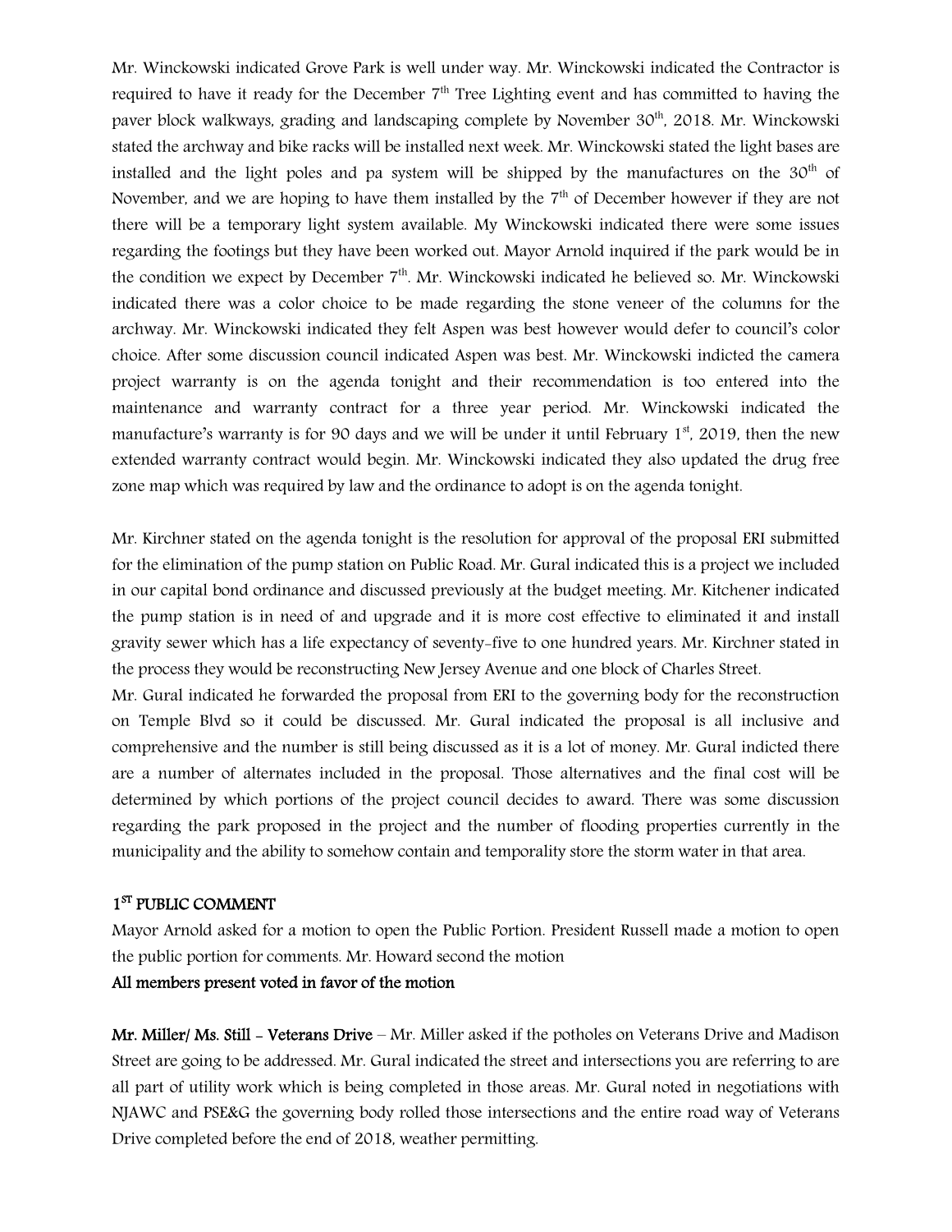Mr. Winckowski indicated Grove Park is well under way. Mr. Winckowski indicated the Contractor is required to have it ready for the December 7th Tree Lighting event and has committed to having the paver block walkways, grading and landscaping complete by November 30th, 2018. Mr. Winckowski stated the archway and bike racks will be installed next week. Mr. Winckowski stated the light bases are installed and the light poles and pa system will be shipped by the manufactures on the 30th of November, and we are hoping to have them installed by the 7th of December however if they are not there will be a temporary light system available. My Winckowski indicated there were some issues regarding the footings but they have been worked out. Mayor Arnold inquired if the park would be in the condition we expect by December 7th. Mr. Winckowski indicated he believed so. Mr. Winckowski indicated there was a color choice to be made regarding the stone veneer of the columns for the archway. Mr. Winckowski indicated they felt Aspen was best however would defer to council's color choice. After some discussion council indicated Aspen was best. Mr. Winckowski indicted the camera project warranty is on the agenda tonight and their recommendation is too entered into the maintenance and warranty contract for a three year period. Mr. Winckowski indicated the manufacture's warranty is for 90 days and we will be under it until February 1st, 2019, then the new extended warranty contract would begin. Mr. Winckowski indicated they also updated the drug free zone map which was required by law and the ordinance to adopt is on the agenda tonight.

Mr. Kirchner stated on the agenda tonight is the resolution for approval of the proposal ERI submitted for the elimination of the pump station on Public Road. Mr. Gural indicated this is a project we included in our capital bond ordinance and discussed previously at the budget meeting. Mr. Kitchener indicated the pump station is in need of and upgrade and it is more cost effective to eliminated it and install gravity sewer which has a life expectancy of seventy-five to one hundred years. Mr. Kirchner stated in the process they would be reconstructing New Jersey Avenue and one block of Charles Street.

Mr. Gural indicated he forwarded the proposal from ERI to the governing body for the reconstruction on Temple Blvd so it could be discussed. Mr. Gural indicated the proposal is all inclusive and comprehensive and the number is still being discussed as it is a lot of money. Mr. Gural indicted there are a number of alternates included in the proposal. Those alternatives and the final cost will be determined by which portions of the project council decides to award. There was some discussion regarding the park proposed in the project and the number of flooding properties currently in the municipality and the ability to somehow contain and temporality store the storm water in that area.

**1ST PUBLIC COMMENT**

Mayor Arnold asked for a motion to open the Public Portion. President Russell made a motion to open the public portion for comments. Mr. Howard second the motion

**All members present voted in favor of the motion**

**Mr. Miller/ Ms. Still - Veterans Drive** – Mr. Miller asked if the potholes on Veterans Drive and Madison Street are going to be addressed. Mr. Gural indicated the street and intersections you are referring to are all part of utility work which is being completed in those areas. Mr. Gural noted in negotiations with NJAWC and PSE&G the governing body rolled those intersections and the entire road way of Veterans Drive completed before the end of 2018, weather permitting.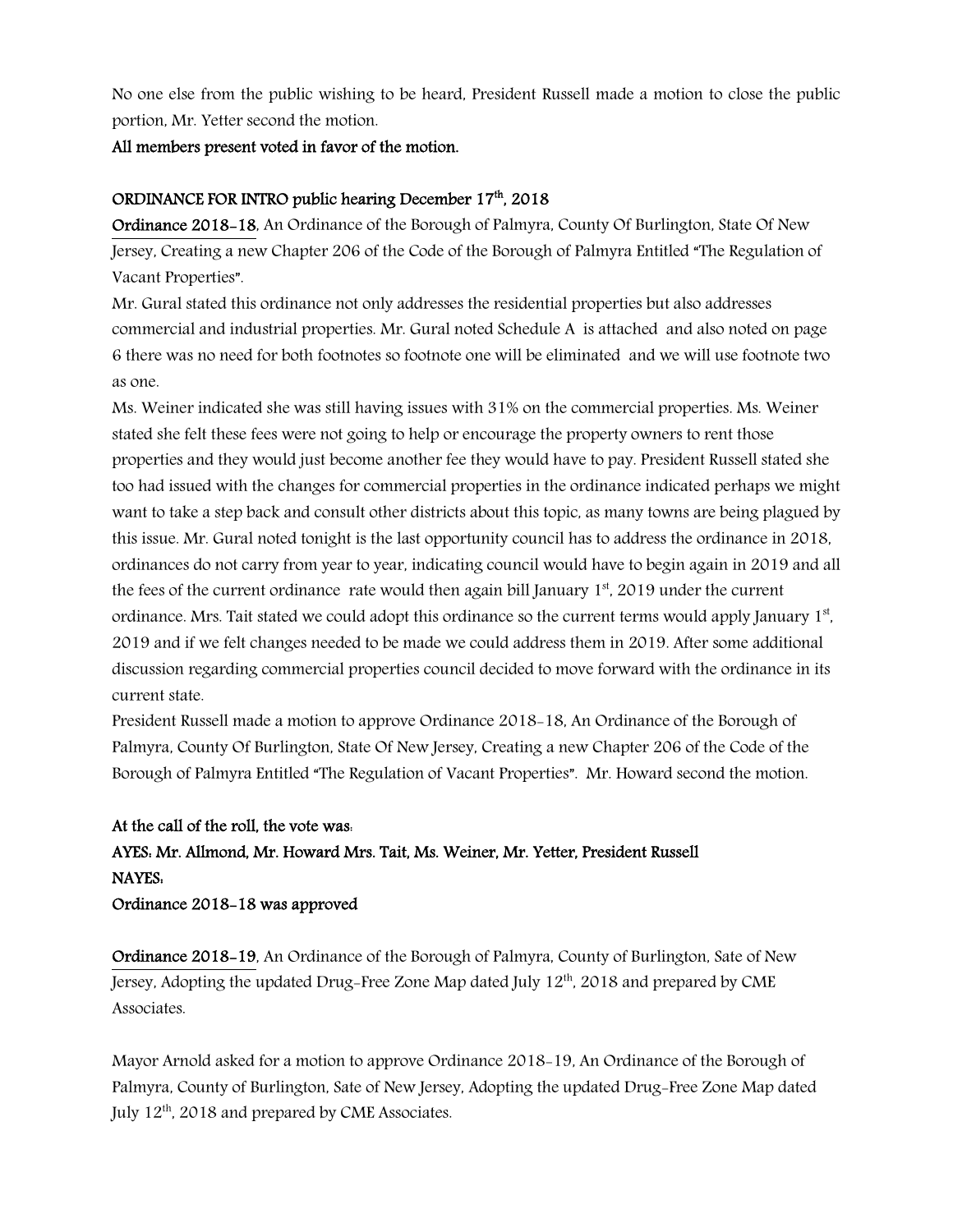No one else from the public wishing to be heard, President Russell made a motion to close the public portion, Mr. Yetter second the motion.

**All members present voted in favor of the motion.**

**ORDINANCE FOR INTRO public hearing December 17th, 2018**

**Ordinance 2018-18**, An Ordinance of the Borough of Palmyra, County Of Burlington, State Of New Jersey, Creating a new Chapter 206 of the Code of the Borough of Palmyra Entitled "The Regulation of Vacant Properties".

Mr. Gural stated this ordinance not only addresses the residential properties but also addresses commercial and industrial properties. Mr. Gural noted Schedule A is attached and also noted on page 6 there was no need for both footnotes so footnote one will be eliminated and we will use footnote two as one.

Ms. Weiner indicated she was still having issues with 31% on the commercial properties. Ms. Weiner stated she felt these fees were not going to help or encourage the property owners to rent those properties and they would just become another fee they would have to pay. President Russell stated she too had issued with the changes for commercial properties in the ordinance indicated perhaps we might want to take a step back and consult other districts about this topic, as many towns are being plagued by this issue. Mr. Gural noted tonight is the last opportunity council has to address the ordinance in 2018, ordinances do not carry from year to year, indicating council would have to begin again in 2019 and all the fees of the current ordinance rate would then again bill January 1st, 2019 under the current ordinance. Mrs. Tait stated we could adopt this ordinance so the current terms would apply January 1st, 2019 and if we felt changes needed to be made we could address them in 2019. After some additional discussion regarding commercial properties council decided to move forward with the ordinance in its current state.

President Russell made a motion to approve Ordinance 2018-18, An Ordinance of the Borough of Palmyra, County Of Burlington, State Of New Jersey, Creating a new Chapter 206 of the Code of the Borough of Palmyra Entitled "The Regulation of Vacant Properties". Mr. Howard second the motion.

**At the call of the roll, the vote was:**
**AYES: Mr. Allmond, Mr. Howard Mrs. Tait, Ms. Weiner, Mr. Yetter, President Russell**
**NAYES:**
**Ordinance 2018-18 was approved**

**Ordinance 2018-19**, An Ordinance of the Borough of Palmyra, County of Burlington, Sate of New Jersey, Adopting the updated Drug-Free Zone Map dated July 12th, 2018 and prepared by CME Associates.

Mayor Arnold asked for a motion to approve Ordinance 2018-19, An Ordinance of the Borough of Palmyra, County of Burlington, Sate of New Jersey, Adopting the updated Drug-Free Zone Map dated July 12th, 2018 and prepared by CME Associates.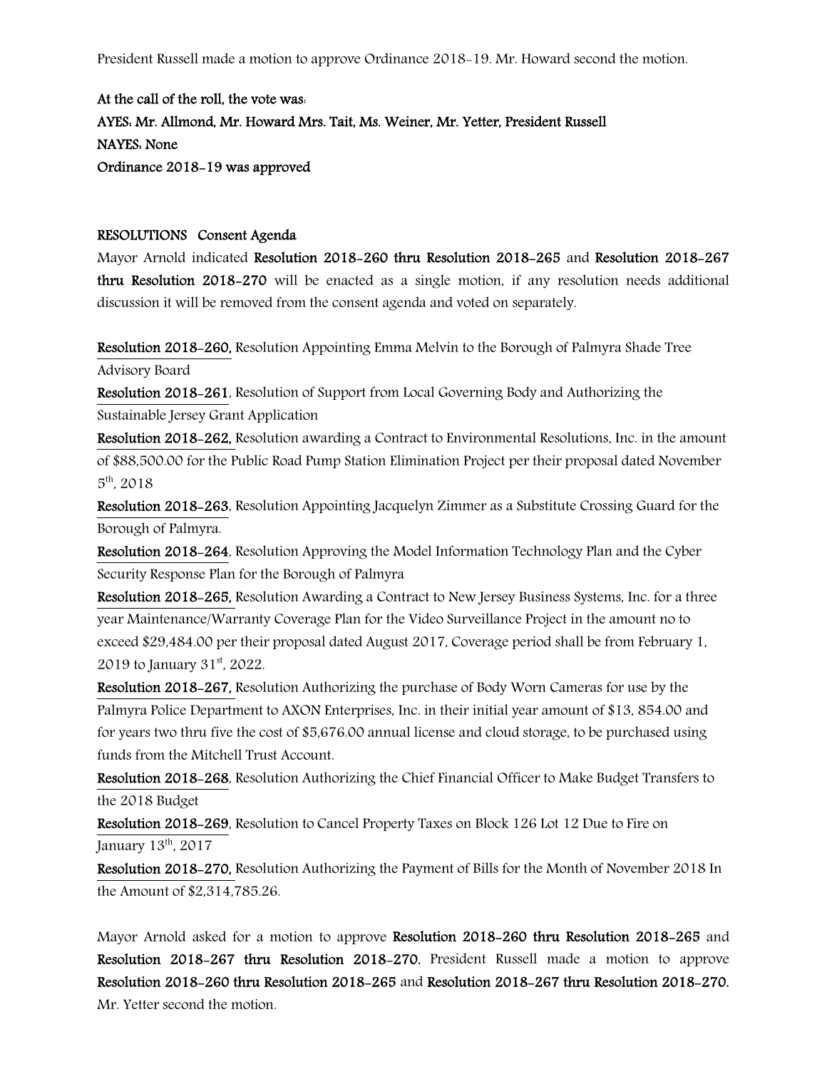President Russell made a motion to approve Ordinance 2018-19. Mr. Howard second the motion.

**At the call of the roll, the vote was:**
**AYES: Mr. Allmond, Mr. Howard Mrs. Tait, Ms. Weiner, Mr. Yetter, President Russell**
**NAYES: None**
**Ordinance 2018-19 was approved**

**RESOLUTIONS Consent Agenda**

Mayor Arnold indicated **Resolution 2018-260 thru Resolution 2018-265** and **Resolution 2018-267 thru Resolution 2018-270** will be enacted as a single motion, if any resolution needs additional discussion it will be removed from the consent agenda and voted on separately.

**Resolution 2018-260,** Resolution Appointing Emma Melvin to the Borough of Palmyra Shade Tree Advisory Board

**Resolution 2018-261**, Resolution of Support from Local Governing Body and Authorizing the Sustainable Jersey Grant Application

**Resolution 2018-262,** Resolution awarding a Contract to Environmental Resolutions, Inc. in the amount of $88,500.00 for the Public Road Pump Station Elimination Project per their proposal dated November 5th, 2018

**Resolution 2018-263**, Resolution Appointing Jacquelyn Zimmer as a Substitute Crossing Guard for the Borough of Palmyra.

**Resolution 2018-264**, Resolution Approving the Model Information Technology Plan and the Cyber Security Response Plan for the Borough of Palmyra

**Resolution 2018-265,** Resolution Awarding a Contract to New Jersey Business Systems, Inc. for a three year Maintenance/Warranty Coverage Plan for the Video Surveillance Project in the amount no to exceed $29,484.00 per their proposal dated August 2017, Coverage period shall be from February 1, 2019 to January 31st, 2022.

**Resolution 2018-267,** Resolution Authorizing the purchase of Body Worn Cameras for use by the Palmyra Police Department to AXON Enterprises, Inc. in their initial year amount of $13, 854.00 and for years two thru five the cost of $5,676.00 annual license and cloud storage, to be purchased using funds from the Mitchell Trust Account.

**Resolution 2018-268**, Resolution Authorizing the Chief Financial Officer to Make Budget Transfers to the 2018 Budget

**Resolution 2018-269**, Resolution to Cancel Property Taxes on Block 126 Lot 12 Due to Fire on January 13th, 2017

**Resolution 2018-270,** Resolution Authorizing the Payment of Bills for the Month of November 2018 In the Amount of $2,314,785.26.

Mayor Arnold asked for a motion to approve **Resolution 2018-260 thru Resolution 2018-265** and **Resolution 2018-267 thru Resolution 2018-270.** President Russell made a motion to approve **Resolution 2018-260 thru Resolution 2018-265** and **Resolution 2018-267 thru Resolution 2018-270.** Mr. Yetter second the motion.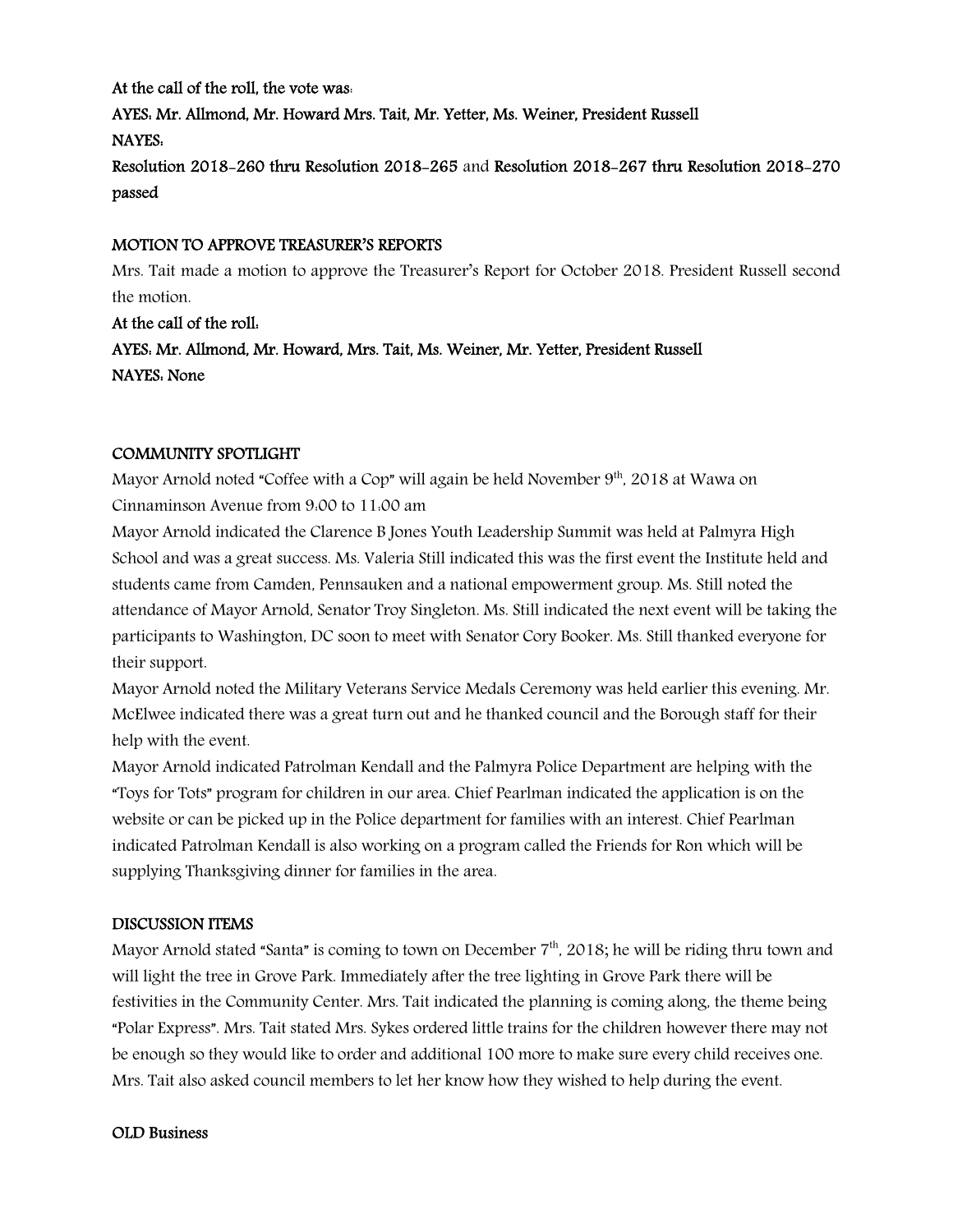**At the call of the roll, the vote was:**

**AYES: Mr. Allmond, Mr. Howard Mrs. Tait, Mr. Yetter, Ms. Weiner, President Russell**

**NAYES:**

**Resolution 2018-260 thru Resolution 2018-265** and **Resolution 2018-267 thru Resolution 2018-270 passed**

**MOTION TO APPROVE TREASURER'S REPORTS**

Mrs. Tait made a motion to approve the Treasurer's Report for October 2018. President Russell second the motion.

**At the call of the roll:**

**AYES: Mr. Allmond, Mr. Howard, Mrs. Tait, Ms. Weiner, Mr. Yetter, President Russell**

**NAYES: None**

**COMMUNITY SPOTLIGHT**

Mayor Arnold noted "Coffee with a Cop" will again be held November 9th, 2018 at Wawa on Cinnaminson Avenue from 9:00 to 11:00 am

Mayor Arnold indicated the Clarence B Jones Youth Leadership Summit was held at Palmyra High School and was a great success. Ms. Valeria Still indicated this was the first event the Institute held and students came from Camden, Pennsauken and a national empowerment group. Ms. Still noted the attendance of Mayor Arnold, Senator Troy Singleton. Ms. Still indicated the next event will be taking the participants to Washington, DC soon to meet with Senator Cory Booker. Ms. Still thanked everyone for their support.

Mayor Arnold noted the Military Veterans Service Medals Ceremony was held earlier this evening. Mr. McElwee indicated there was a great turn out and he thanked council and the Borough staff for their help with the event.

Mayor Arnold indicated Patrolman Kendall and the Palmyra Police Department are helping with the "Toys for Tots" program for children in our area. Chief Pearlman indicated the application is on the website or can be picked up in the Police department for families with an interest. Chief Pearlman indicated Patrolman Kendall is also working on a program called the Friends for Ron which will be supplying Thanksgiving dinner for families in the area.

**DISCUSSION ITEMS**

Mayor Arnold stated "Santa" is coming to town on December 7th, 2018; he will be riding thru town and will light the tree in Grove Park. Immediately after the tree lighting in Grove Park there will be festivities in the Community Center. Mrs. Tait indicated the planning is coming along, the theme being "Polar Express". Mrs. Tait stated Mrs. Sykes ordered little trains for the children however there may not be enough so they would like to order and additional 100 more to make sure every child receives one. Mrs. Tait also asked council members to let her know how they wished to help during the event.

**OLD Business**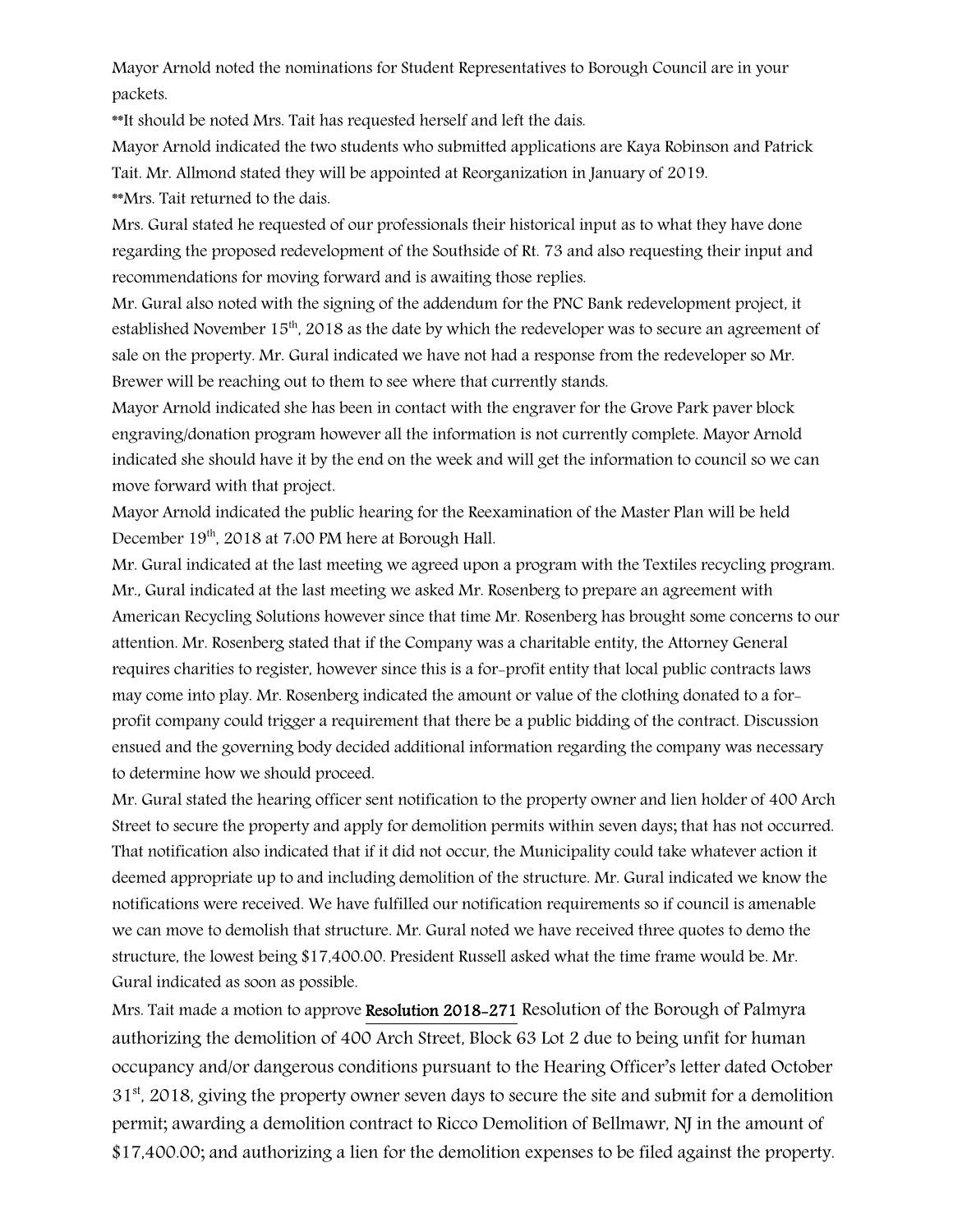Mayor Arnold noted the nominations for Student Representatives to Borough Council are in your packets.

**It should be noted Mrs. Tait has requested herself and left the dais.

Mayor Arnold indicated the two students who submitted applications are Kaya Robinson and Patrick Tait. Mr. Allmond stated they will be appointed at Reorganization in January of 2019.

**Mrs. Tait returned to the dais.

Mrs. Gural stated he requested of our professionals their historical input as to what they have done regarding the proposed redevelopment of the Southside of Rt. 73 and also requesting their input and recommendations for moving forward and is awaiting those replies.

Mr. Gural also noted with the signing of the addendum for the PNC Bank redevelopment project, it established November 15th, 2018 as the date by which the redeveloper was to secure an agreement of sale on the property. Mr. Gural indicated we have not had a response from the redeveloper so Mr. Brewer will be reaching out to them to see where that currently stands.

Mayor Arnold indicated she has been in contact with the engraver for the Grove Park paver block engraving/donation program however all the information is not currently complete. Mayor Arnold indicated she should have it by the end on the week and will get the information to council so we can move forward with that project.

Mayor Arnold indicated the public hearing for the Reexamination of the Master Plan will be held December 19th, 2018 at 7:00 PM here at Borough Hall.

Mr. Gural indicated at the last meeting we agreed upon a program with the Textiles recycling program. Mr., Gural indicated at the last meeting we asked Mr. Rosenberg to prepare an agreement with American Recycling Solutions however since that time Mr. Rosenberg has brought some concerns to our attention. Mr. Rosenberg stated that if the Company was a charitable entity, the Attorney General requires charities to register, however since this is a for-profit entity that local public contracts laws may come into play. Mr. Rosenberg indicated the amount or value of the clothing donated to a for-profit company could trigger a requirement that there be a public bidding of the contract. Discussion ensued and the governing body decided additional information regarding the company was necessary to determine how we should proceed.

Mr. Gural stated the hearing officer sent notification to the property owner and lien holder of 400 Arch Street to secure the property and apply for demolition permits within seven days; that has not occurred. That notification also indicated that if it did not occur, the Municipality could take whatever action it deemed appropriate up to and including demolition of the structure. Mr. Gural indicated we know the notifications were received. We have fulfilled our notification requirements so if council is amenable we can move to demolish that structure. Mr. Gural noted we have received three quotes to demo the structure, the lowest being $17,400.00. President Russell asked what the time frame would be. Mr. Gural indicated as soon as possible.

Mrs. Tait made a motion to approve **Resolution 2018-271** Resolution of the Borough of Palmyra authorizing the demolition of 400 Arch Street, Block 63 Lot 2 due to being unfit for human occupancy and/or dangerous conditions pursuant to the Hearing Officer's letter dated October 31st, 2018, giving the property owner seven days to secure the site and submit for a demolition permit; awarding a demolition contract to Ricco Demolition of Bellmawr, NJ in the amount of $17,400.00; and authorizing a lien for the demolition expenses to be filed against the property.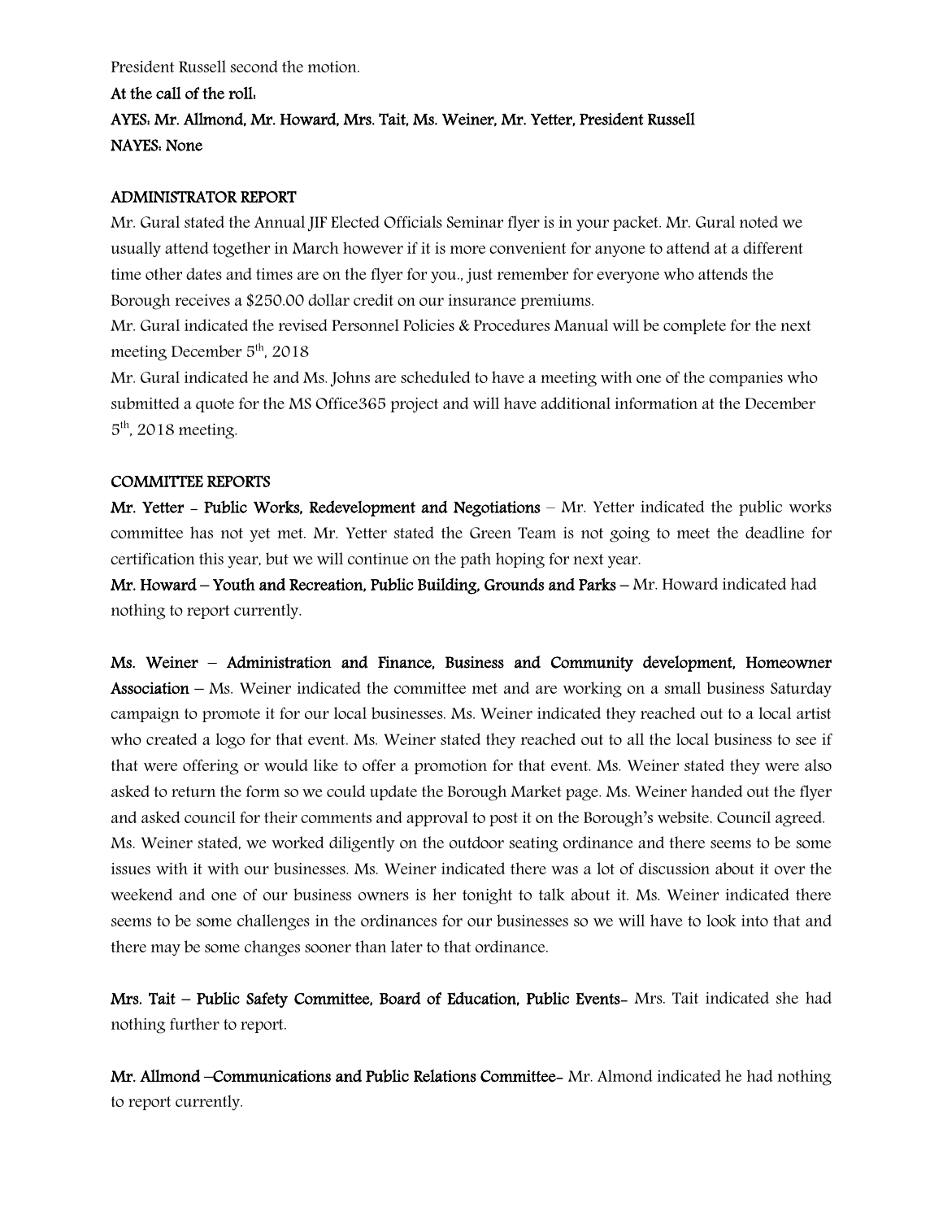President Russell second the motion.

**At the call of the roll:**

**AYES: Mr. Allmond, Mr. Howard, Mrs. Tait, Ms. Weiner, Mr. Yetter, President Russell**

**NAYES: None**

**ADMINISTRATOR REPORT**

Mr. Gural stated the Annual JIF Elected Officials Seminar flyer is in your packet. Mr. Gural noted we usually attend together in March however if it is more convenient for anyone to attend at a different time other dates and times are on the flyer for you., just remember for everyone who attends the Borough receives a $250.00 dollar credit on our insurance premiums.

Mr. Gural indicated the revised Personnel Policies & Procedures Manual will be complete for the next meeting December 5th, 2018

Mr. Gural indicated he and Ms. Johns are scheduled to have a meeting with one of the companies who submitted a quote for the MS Office365 project and will have additional information at the December 5th, 2018 meeting.

**COMMITTEE REPORTS**

**Mr. Yetter - Public Works, Redevelopment and Negotiations** – Mr. Yetter indicated the public works committee has not yet met. Mr. Yetter stated the Green Team is not going to meet the deadline for certification this year, but we will continue on the path hoping for next year.

**Mr. Howard – Youth and Recreation, Public Building, Grounds and Parks** – Mr. Howard indicated had nothing to report currently.

**Ms. Weiner – Administration and Finance, Business and Community development, Homeowner Association** – Ms. Weiner indicated the committee met and are working on a small business Saturday campaign to promote it for our local businesses. Ms. Weiner indicated they reached out to a local artist who created a logo for that event. Ms. Weiner stated they reached out to all the local business to see if that were offering or would like to offer a promotion for that event. Ms. Weiner stated they were also asked to return the form so we could update the Borough Market page. Ms. Weiner handed out the flyer and asked council for their comments and approval to post it on the Borough's website. Council agreed.

Ms. Weiner stated, we worked diligently on the outdoor seating ordinance and there seems to be some issues with it with our businesses. Ms. Weiner indicated there was a lot of discussion about it over the weekend and one of our business owners is her tonight to talk about it. Ms. Weiner indicated there seems to be some challenges in the ordinances for our businesses so we will have to look into that and there may be some changes sooner than later to that ordinance.

**Mrs. Tait – Public Safety Committee, Board of Education, Public Events**- Mrs. Tait indicated she had nothing further to report.

**Mr. Allmond –Communications and Public Relations Committee**- Mr. Almond indicated he had nothing to report currently.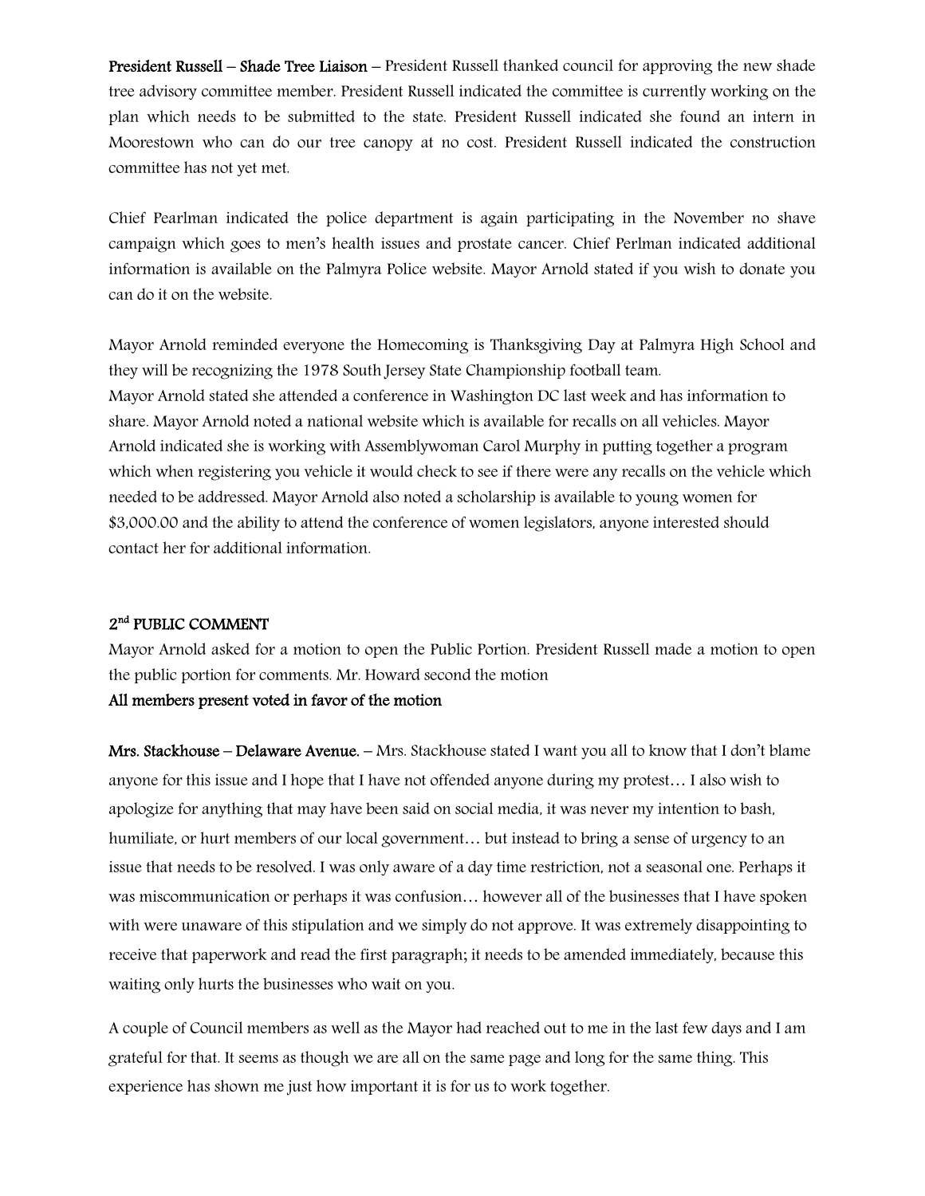**President Russell – Shade Tree Liaison** – President Russell thanked council for approving the new shade tree advisory committee member. President Russell indicated the committee is currently working on the plan which needs to be submitted to the state. President Russell indicated she found an intern in Moorestown who can do our tree canopy at no cost. President Russell indicated the construction committee has not yet met.

Chief Pearlman indicated the police department is again participating in the November no shave campaign which goes to men's health issues and prostate cancer. Chief Perlman indicated additional information is available on the Palmyra Police website. Mayor Arnold stated if you wish to donate you can do it on the website.

Mayor Arnold reminded everyone the Homecoming is Thanksgiving Day at Palmyra High School and they will be recognizing the 1978 South Jersey State Championship football team.
Mayor Arnold stated she attended a conference in Washington DC last week and has information to share. Mayor Arnold noted a national website which is available for recalls on all vehicles. Mayor Arnold indicated she is working with Assemblywoman Carol Murphy in putting together a program which when registering you vehicle it would check to see if there were any recalls on the vehicle which needed to be addressed. Mayor Arnold also noted a scholarship is available to young women for $3,000.00 and the ability to attend the conference of women legislators, anyone interested should contact her for additional information.

## 2nd PUBLIC COMMENT

Mayor Arnold asked for a motion to open the Public Portion. President Russell made a motion to open the public portion for comments. Mr. Howard second the motion
**All members present voted in favor of the motion**

**Mrs. Stackhouse – Delaware Avenue.** – Mrs. Stackhouse stated I want you all to know that I don't blame anyone for this issue and I hope that I have not offended anyone during my protest… I also wish to apologize for anything that may have been said on social media, it was never my intention to bash, humiliate, or hurt members of our local government… but instead to bring a sense of urgency to an issue that needs to be resolved. I was only aware of a day time restriction, not a seasonal one. Perhaps it was miscommunication or perhaps it was confusion… however all of the businesses that I have spoken with were unaware of this stipulation and we simply do not approve. It was extremely disappointing to receive that paperwork and read the first paragraph; it needs to be amended immediately, because this waiting only hurts the businesses who wait on you.

A couple of Council members as well as the Mayor had reached out to me in the last few days and I am grateful for that. It seems as though we are all on the same page and long for the same thing. This experience has shown me just how important it is for us to work together.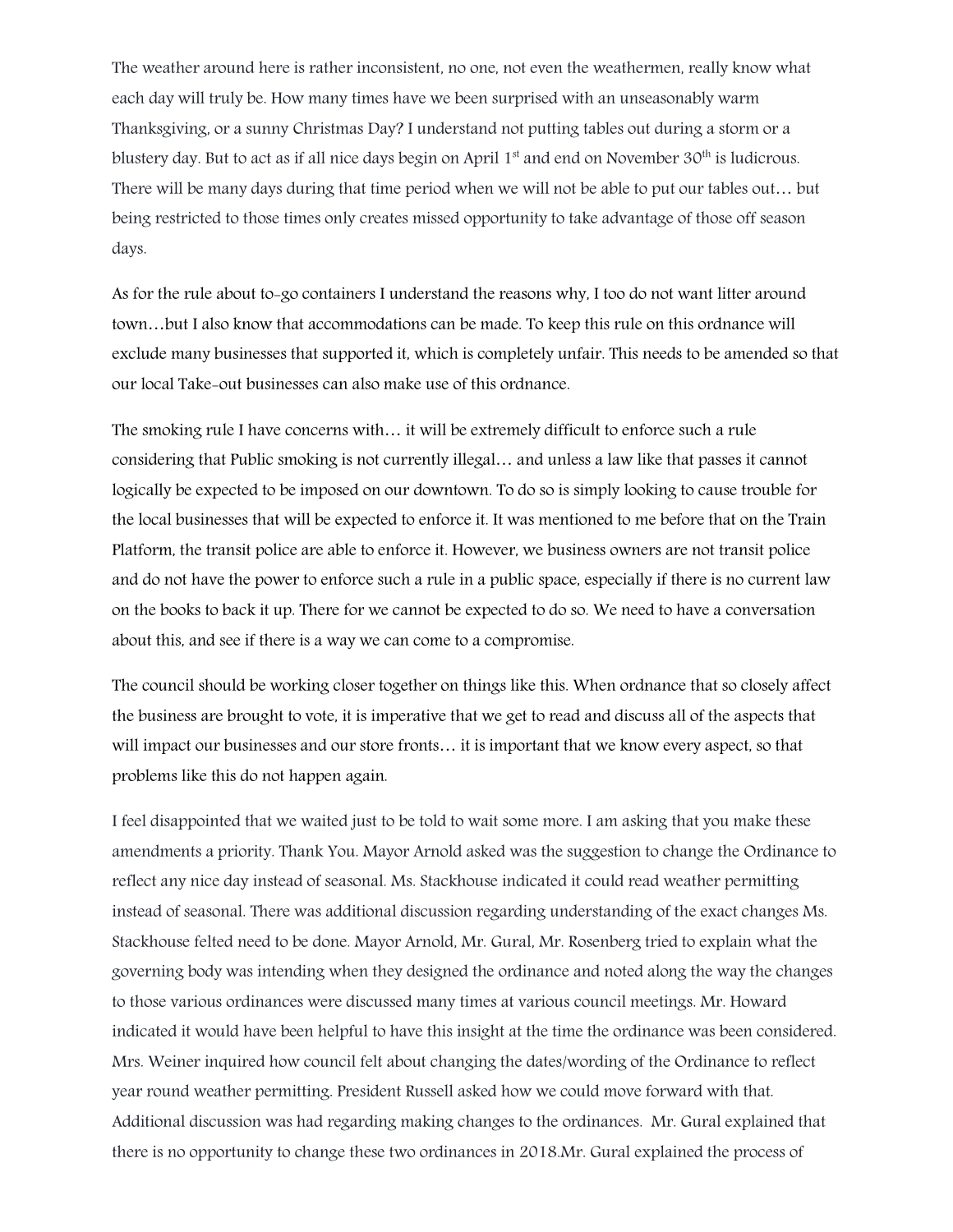The weather around here is rather inconsistent, no one, not even the weathermen, really know what each day will truly be. How many times have we been surprised with an unseasonably warm Thanksgiving, or a sunny Christmas Day? I understand not putting tables out during a storm or a blustery day. But to act as if all nice days begin on April 1st and end on November 30th is ludicrous. There will be many days during that time period when we will not be able to put our tables out… but being restricted to those times only creates missed opportunity to take advantage of those off season days.

As for the rule about to-go containers I understand the reasons why, I too do not want litter around town…but I also know that accommodations can be made. To keep this rule on this ordnance will exclude many businesses that supported it, which is completely unfair. This needs to be amended so that our local Take-out businesses can also make use of this ordnance.

The smoking rule I have concerns with… it will be extremely difficult to enforce such a rule considering that Public smoking is not currently illegal… and unless a law like that passes it cannot logically be expected to be imposed on our downtown. To do so is simply looking to cause trouble for the local businesses that will be expected to enforce it. It was mentioned to me before that on the Train Platform, the transit police are able to enforce it. However, we business owners are not transit police and do not have the power to enforce such a rule in a public space, especially if there is no current law on the books to back it up. There for we cannot be expected to do so. We need to have a conversation about this, and see if there is a way we can come to a compromise.

The council should be working closer together on things like this. When ordnance that so closely affect the business are brought to vote, it is imperative that we get to read and discuss all of the aspects that will impact our businesses and our store fronts… it is important that we know every aspect, so that problems like this do not happen again.

I feel disappointed that we waited just to be told to wait some more. I am asking that you make these amendments a priority. Thank You. Mayor Arnold asked was the suggestion to change the Ordinance to reflect any nice day instead of seasonal. Ms. Stackhouse indicated it could read weather permitting instead of seasonal. There was additional discussion regarding understanding of the exact changes Ms. Stackhouse felted need to be done. Mayor Arnold, Mr. Gural, Mr. Rosenberg tried to explain what the governing body was intending when they designed the ordinance and noted along the way the changes to those various ordinances were discussed many times at various council meetings. Mr. Howard indicated it would have been helpful to have this insight at the time the ordinance was been considered. Mrs. Weiner inquired how council felt about changing the dates/wording of the Ordinance to reflect year round weather permitting. President Russell asked how we could move forward with that. Additional discussion was had regarding making changes to the ordinances. Mr. Gural explained that there is no opportunity to change these two ordinances in 2018.Mr. Gural explained the process of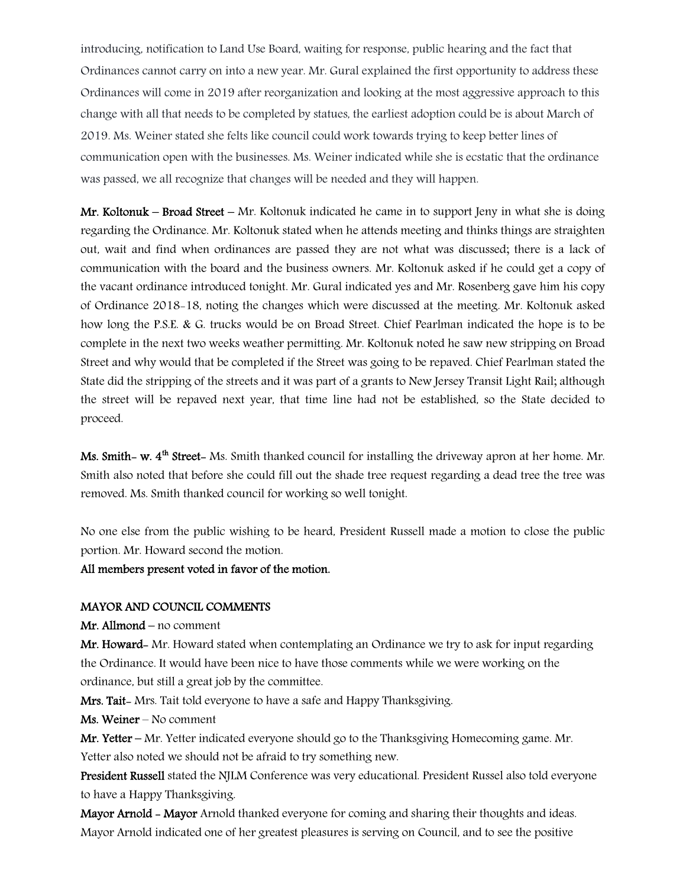introducing, notification to Land Use Board, waiting for response, public hearing and the fact that Ordinances cannot carry on into a new year. Mr. Gural explained the first opportunity to address these Ordinances will come in 2019 after reorganization and looking at the most aggressive approach to this change with all that needs to be completed by statues, the earliest adoption could be is about March of 2019. Ms. Weiner stated she felts like council could work towards trying to keep better lines of communication open with the businesses. Ms. Weiner indicated while she is ecstatic that the ordinance was passed, we all recognize that changes will be needed and they will happen.

**Mr. Koltonuk – Broad Street** – Mr. Koltonuk indicated he came in to support Jeny in what she is doing regarding the Ordinance. Mr. Koltonuk stated when he attends meeting and thinks things are straighten out, wait and find when ordinances are passed they are not what was discussed; there is a lack of communication with the board and the business owners. Mr. Koltonuk asked if he could get a copy of the vacant ordinance introduced tonight. Mr. Gural indicated yes and Mr. Rosenberg gave him his copy of Ordinance 2018-18, noting the changes which were discussed at the meeting. Mr. Koltonuk asked how long the P.S.E. & G. trucks would be on Broad Street. Chief Pearlman indicated the hope is to be complete in the next two weeks weather permitting. Mr. Koltonuk noted he saw new stripping on Broad Street and why would that be completed if the Street was going to be repaved. Chief Pearlman stated the State did the stripping of the streets and it was part of a grants to New Jersey Transit Light Rail; although the street will be repaved next year, that time line had not be established, so the State decided to proceed.

**Ms. Smith- w. 4th Street**- Ms. Smith thanked council for installing the driveway apron at her home. Mr. Smith also noted that before she could fill out the shade tree request regarding a dead tree the tree was removed. Ms. Smith thanked council for working so well tonight.

No one else from the public wishing to be heard, President Russell made a motion to close the public portion. Mr. Howard second the motion.

**All members present voted in favor of the motion.**

**MAYOR AND COUNCIL COMMENTS**

**Mr. Allmond** – no comment

**Mr. Howard**- Mr. Howard stated when contemplating an Ordinance we try to ask for input regarding the Ordinance. It would have been nice to have those comments while we were working on the ordinance, but still a great job by the committee.

**Mrs. Tait**- Mrs. Tait told everyone to have a safe and Happy Thanksgiving.

**Ms. Weiner** – No comment

**Mr. Yetter** – Mr. Yetter indicated everyone should go to the Thanksgiving Homecoming game. Mr. Yetter also noted we should not be afraid to try something new.

**President Russell** stated the NJLM Conference was very educational. President Russel also told everyone to have a Happy Thanksgiving.

**Mayor Arnold - Mayor** Arnold thanked everyone for coming and sharing their thoughts and ideas. Mayor Arnold indicated one of her greatest pleasures is serving on Council, and to see the positive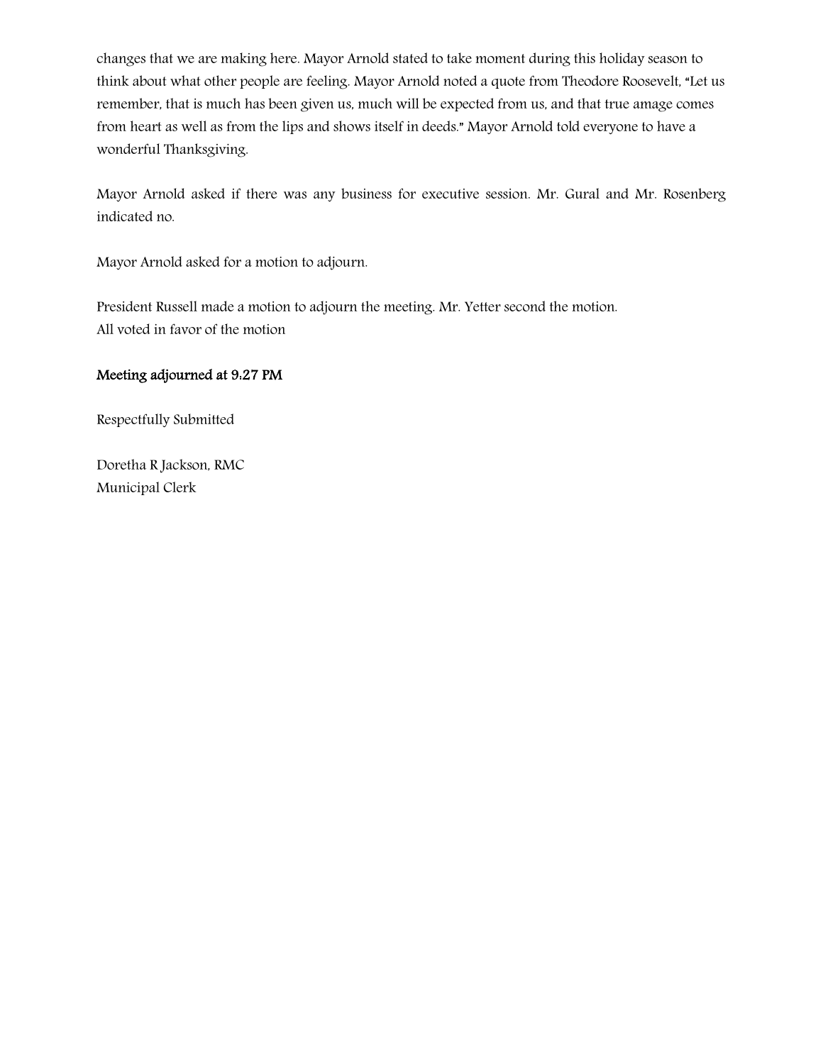changes that we are making here. Mayor Arnold stated to take moment during this holiday season to think about what other people are feeling. Mayor Arnold noted a quote from Theodore Roosevelt, "Let us remember, that is much has been given us, much will be expected from us, and that true amage comes from heart as well as from the lips and shows itself in deeds." Mayor Arnold told everyone to have a wonderful Thanksgiving.

Mayor Arnold asked if there was any business for executive session. Mr. Gural and Mr. Rosenberg indicated no.

Mayor Arnold asked for a motion to adjourn.

President Russell made a motion to adjourn the meeting. Mr. Yetter second the motion.
All voted in favor of the motion

**Meeting adjourned at 9:27 PM**

Respectfully Submitted

Doretha R Jackson, RMC
Municipal Clerk